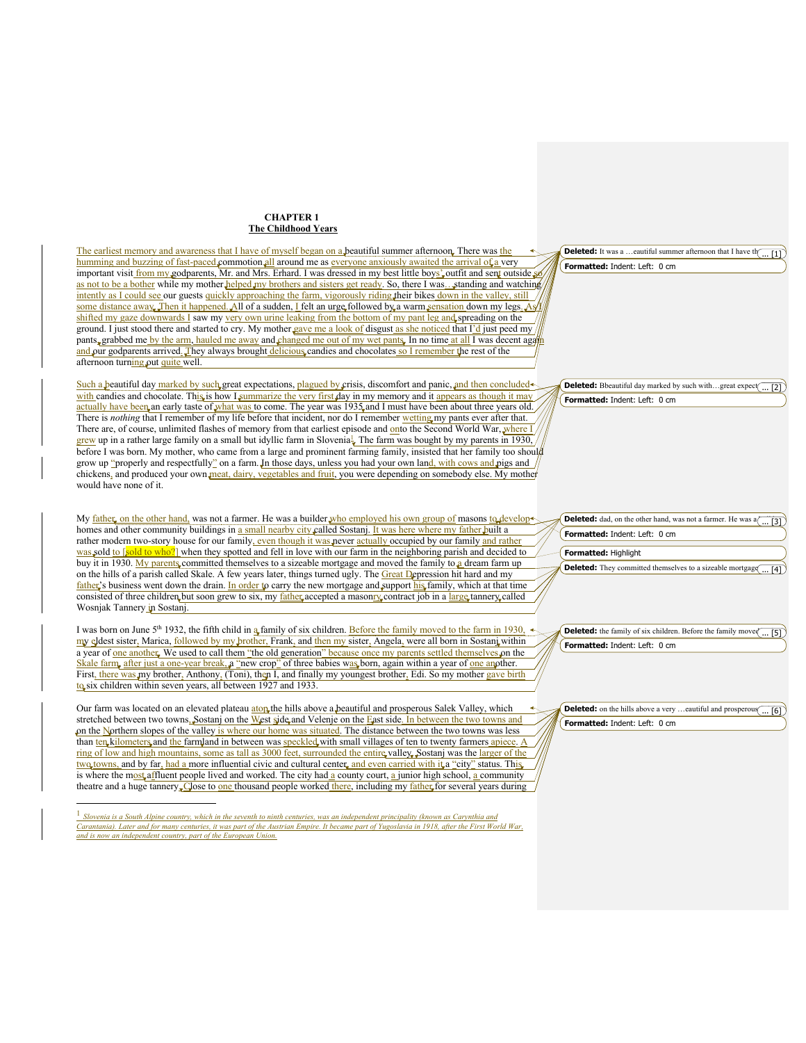### CHAPTER 1
### The Childhood Years

The earliest memory and awareness that I have of myself began on a beautiful summer afternoon. There was the humming and buzzing of fast-paced commotion all around me as everyone anxiously awaited the arrival of a very important visit from my godparents, Mr. and Mrs. Erhard. I was dressed in my best little boys' outfit and sent outside so as not to be a bother while my mother helped my brothers and sisters get ready. So, there I was… standing and watching intently as I could see our guests quickly approaching the farm, vigorously riding their bikes down in the valley, still some distance away. Then it happened. All of a sudden, I felt an urge followed by a warm sensation down my legs. As I shifted my gaze downwards I saw my very own urine leaking from the bottom of my pant leg and spreading on the ground. I just stood there and started to cry. My mother gave me a look of disgust as she noticed that I'd just peed my pants, grabbed me by the arm, hauled me away and changed me out of my wet pants. In no time at all I was decent again and our godparents arrived. They always brought delicious candies and chocolates so I remember the rest of the afternoon turning out quite well.

Such a beautiful day marked by such great expectations, plagued by crisis, discomfort and panic, and then concluded with candies and chocolate. This is how I summarize the very first day in my memory and it appears as though it may actually have been an early taste of what was to come. The year was 1935 and I must have been about three years old. There is *nothing* that I remember of my life before that incident, nor do I remember wetting my pants ever after that. There are, of course, unlimited flashes of memory from that earliest episode and onto the Second World War, where I grew up in a rather large family on a small but idyllic farm in Slovenia[1]. The farm was bought by my parents in 1930, before I was born. My mother, who came from a large and prominent farming family, insisted that her family too should grow up "properly and respectfully" on a farm. In those days, unless you had your own land, with cows and pigs and chickens, and produced your own meat, dairy, vegetables and fruit, you were depending on somebody else. My mother would have none of it.

My father, on the other hand, was not a farmer. He was a builder who employed his own group of masons to develop homes and other community buildings in a small nearby city called Sostanj. It was here where my father built a rather modern two-story house for our family, even though it was never actually occupied by our family and rather was sold to [sold to who?] when they spotted and fell in love with our farm in the neighboring parish and decided to buy it in 1930. My parents committed themselves to a sizeable mortgage and moved the family to a dream farm up on the hills of a parish called Skale. A few years later, things turned ugly. The Great Depression hit hard and my father's business went down the drain. In order to carry the new mortgage and support his family, which at that time consisted of three children but soon grew to six, my father accepted a masonry contract job in a large tannery called Wosnjak Tannery in Sostanj.

I was born on June 5th 1932, the fifth child in a family of six children. Before the family moved to the farm in 1930, my eldest sister, Marica, followed by my brother, Frank, and then my sister, Angela, were all born in Sostanj within a year of one another. We used to call them "the old generation" because once my parents settled themselves on the Skale farm, after just a one-year break, a "new crop" of three babies was born, again within a year of one another. First, there was my brother, Anthony, (Toni), then I, and finally my youngest brother, Edi. So my mother gave birth to six children within seven years, all between 1927 and 1933.

Our farm was located on an elevated plateau atop the hills above a beautiful and prosperous Salek Valley, which stretched between two towns, Sostanj on the West side and Velenje on the East side. In between the two towns and on the Northern slopes of the valley is where our home was situated. The distance between the two towns was less than ten kilometers and the farmland in between was speckled with small villages of ten to twenty farmers apiece. A ring of low and high mountains, some as tall as 3000 feet, surrounded the entire valley. Sostanj was the larger of the two towns, and by far, had a more influential civic and cultural center, and even carried with it a "city" status. This is where the most affluent people lived and worked. The city had a county court, a junior high school, a community theatre and a huge tannery. Close to one thousand people worked there, including my father for several years during

[1] *Slovenia is a South Alpine country, which in the seventh to ninth centuries, was an independent principality (known as Carynthia and Carantania). Later and for many centuries, it was part of the Austrian Empire. It became part of Yugoslavia in 1918, after the First World War, and is now an independent country, part of the European Union.*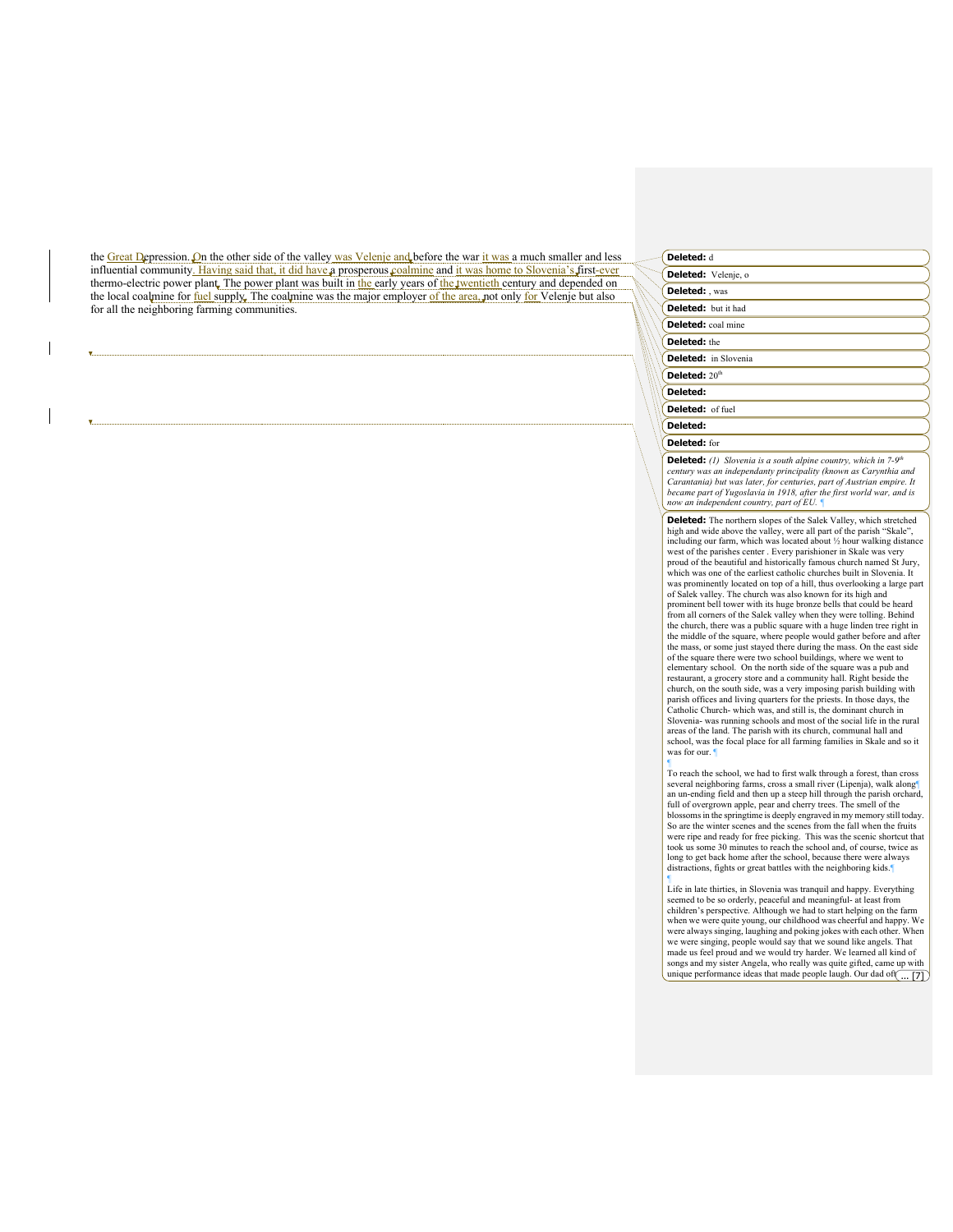the Great Depression. On the other side of the valley was Velenje and before the war it was a much smaller and less influential community. Having said that, it did have a prosperous coalmine and it was home to Slovenia's first-ever thermo-electric power plant. The power plant was built in the early years of the twentieth century and depended on the local coalmine for fuel supply. The coalmine was the major employer of the area, not only for Velenje but also for all the neighboring farming communities.

---

**Deleted:** d

**Deleted:** Velenje, o

**Deleted:** , was

**Deleted:** but it had

**Deleted:** coal mine

**Deleted:** the

**Deleted:** in Slovenia

**Deleted:** 20th

**Deleted:**

**Deleted:** of fuel

**Deleted:**

**Deleted:** for

**Deleted:** *(1) Slovenia is a south alpine country, which in 7-9th century was an independanty principality (known as Carynthia and Carantania) but was later, for centuries, part of Austrian empire. It became part of Yugoslavia in 1918, after the first world war, and is now an independent country, part of EU.*

**Deleted:** The northern slopes of the Salek Valley, which stretched high and wide above the valley, were all part of the parish "Skale", including our farm, which was located about ½ hour walking distance west of the parishes center . Every parishioner in Skale was very proud of the beautiful and historically famous church named St Jury, which was one of the earliest catholic churches built in Slovenia. It was prominently located on top of a hill, thus overlooking a large part of Salek valley. The church was also known for its high and prominent bell tower with its huge bronze bells that could be heard from all corners of the Salek valley when they were tolling. Behind the church, there was a public square with a huge linden tree right in the middle of the square, where people would gather before and after the mass, or some just stayed there during the mass. On the east side of the square there were two school buildings, where we went to elementary school. On the north side of the square was a pub and restaurant, a grocery store and a community hall. Right beside the church, on the south side, was a very imposing parish building with parish offices and living quarters for the priests. In those days, the Catholic Church- which was, and still is, the dominant church in Slovenia- was running schools and most of the social life in the rural areas of the land. The parish with its church, communal hall and school, was the focal place for all farming families in Skale and so it was for our.

To reach the school, we had to first walk through a forest, than cross several neighboring farms, cross a small river (Lipenja), walk along an un-ending field and then up a steep hill through the parish orchard, full of overgrown apple, pear and cherry trees. The smell of the blossoms in the springtime is deeply engraved in my memory still today. So are the winter scenes and the scenes from the fall when the fruits were ripe and ready for free picking. This was the scenic shortcut that took us some 30 minutes to reach the school and, of course, twice as long to get back home after the school, because there were always distractions, fights or great battles with the neighboring kids.

Life in late thirties, in Slovenia was tranquil and happy. Everything seemed to be so orderly, peaceful and meaningful- at least from children's perspective. Although we had to start helping on the farm when we were quite young, our childhood was cheerful and happy. We were always singing, laughing and poking jokes with each other. When we were singing, people would say that we sound like angels. That made us feel proud and we would try harder. We learned all kind of songs and my sister Angela, who really was quite gifted, came up with unique performance ideas that made people laugh. Our dad oft ... [7]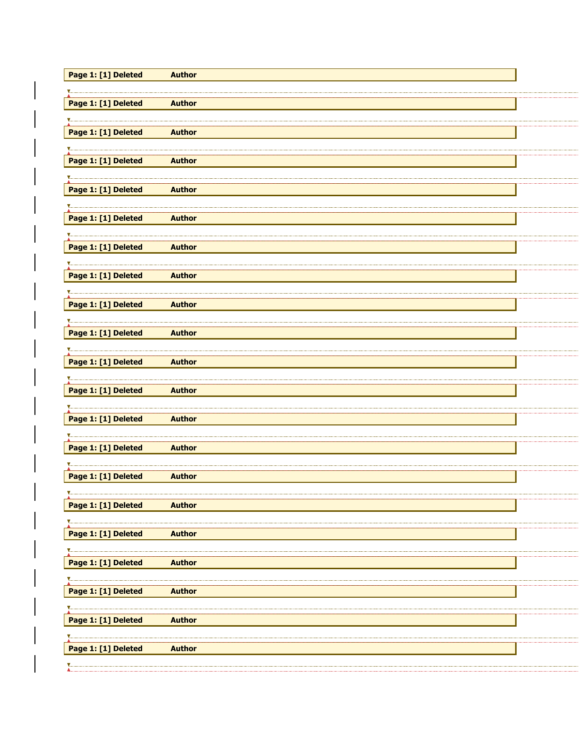**Page 1: [1] Deleted** **Author**

**Page 1: [1] Deleted** **Author**

**Page 1: [1] Deleted** **Author**

**Page 1: [1] Deleted** **Author**

**Page 1: [1] Deleted** **Author**

**Page 1: [1] Deleted** **Author**

**Page 1: [1] Deleted** **Author**

**Page 1: [1] Deleted** **Author**

**Page 1: [1] Deleted** **Author**

**Page 1: [1] Deleted** **Author**

**Page 1: [1] Deleted** **Author**

**Page 1: [1] Deleted** **Author**

**Page 1: [1] Deleted** **Author**

**Page 1: [1] Deleted** **Author**

**Page 1: [1] Deleted** **Author**

**Page 1: [1] Deleted** **Author**

**Page 1: [1] Deleted** **Author**

**Page 1: [1] Deleted** **Author**

**Page 1: [1] Deleted** **Author**

**Page 1: [1] Deleted** **Author**

**Page 1: [1] Deleted** **Author**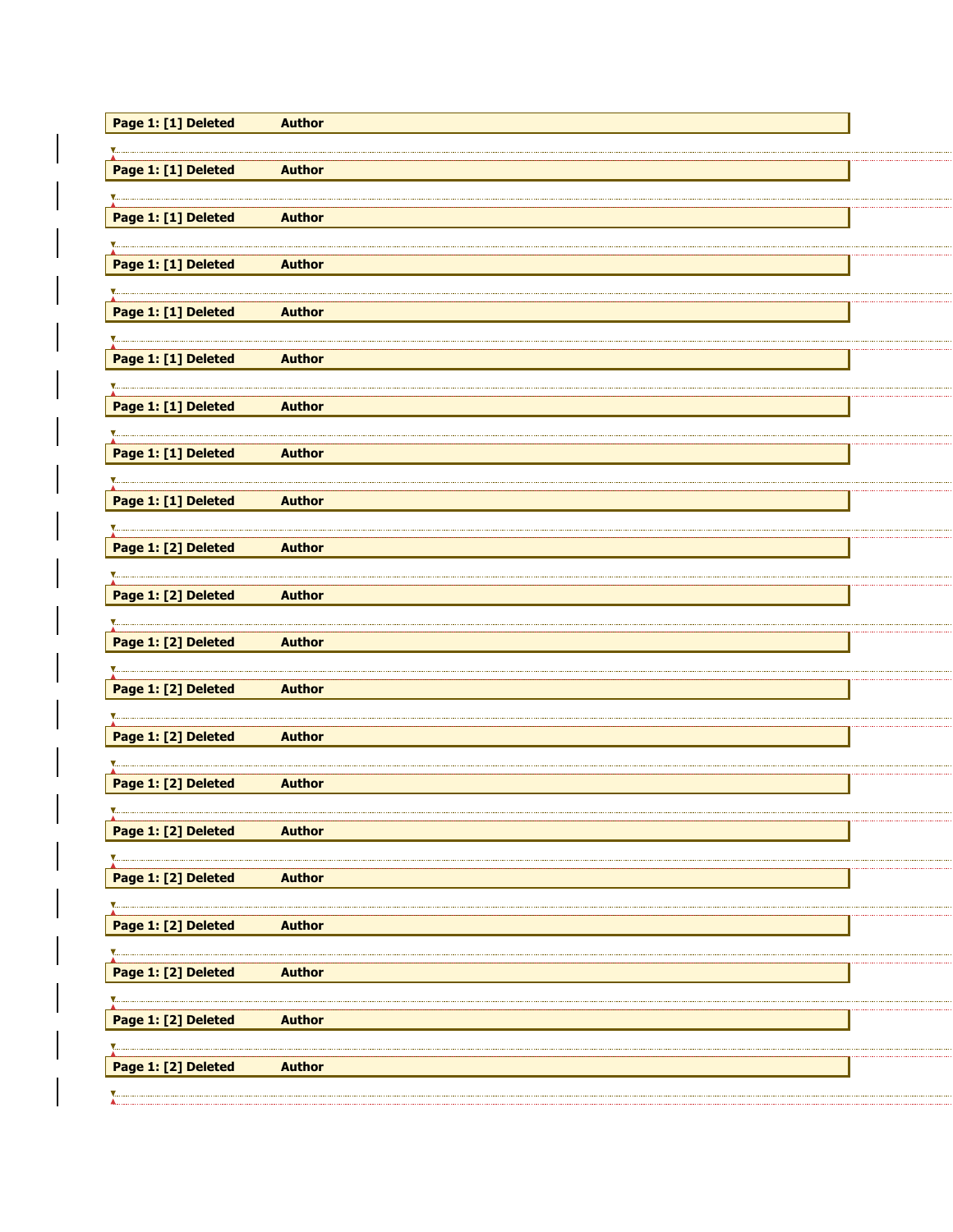**Page 1: [1] Deleted Author**

**Page 1: [1] Deleted Author**

**Page 1: [1] Deleted Author**

**Page 1: [1] Deleted Author**

**Page 1: [1] Deleted Author**

**Page 1: [1] Deleted Author**

**Page 1: [1] Deleted Author**

**Page 1: [1] Deleted Author**

**Page 1: [1] Deleted Author**

**Page 1: [2] Deleted Author**

**Page 1: [2] Deleted Author**

**Page 1: [2] Deleted Author**

**Page 1: [2] Deleted Author**

**Page 1: [2] Deleted Author**

**Page 1: [2] Deleted Author**

**Page 1: [2] Deleted Author**

**Page 1: [2] Deleted Author**

**Page 1: [2] Deleted Author**

**Page 1: [2] Deleted Author**

**Page 1: [2] Deleted Author**

**Page 1: [2] Deleted Author**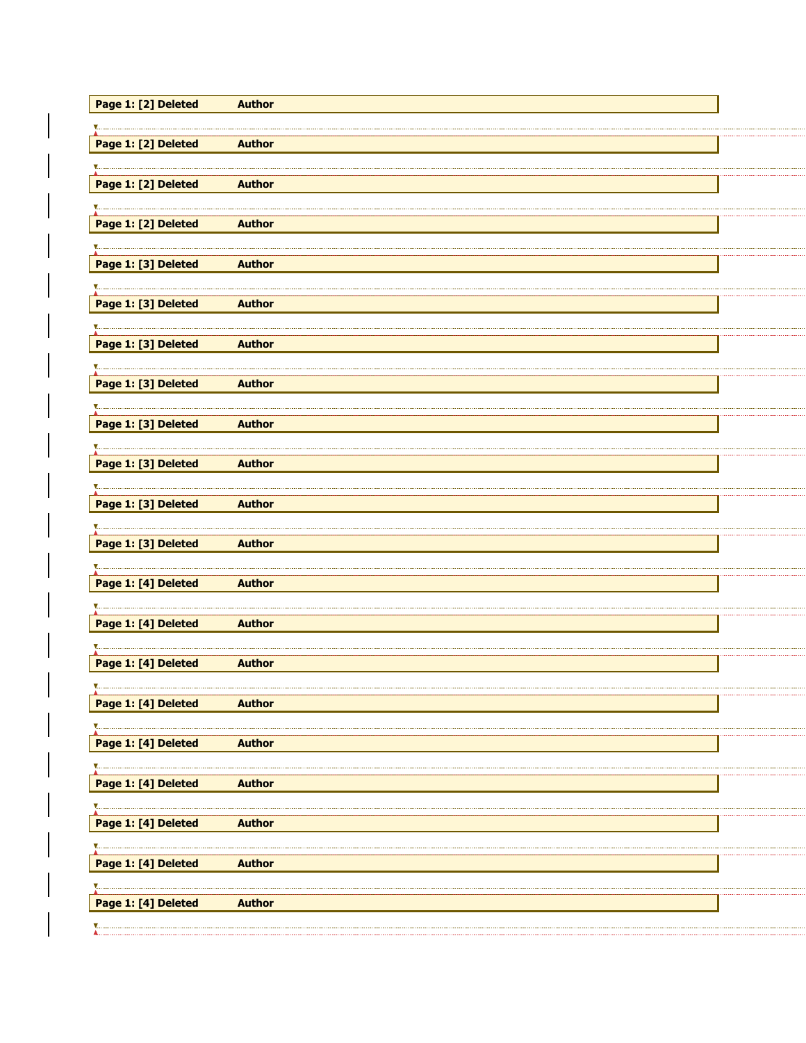Page 1: [2] Deleted Author

Page 1: [2] Deleted Author

Page 1: [2] Deleted Author

Page 1: [2] Deleted Author

Page 1: [3] Deleted Author

Page 1: [3] Deleted Author

Page 1: [3] Deleted Author

Page 1: [3] Deleted Author

Page 1: [3] Deleted Author

Page 1: [3] Deleted Author

Page 1: [3] Deleted Author

Page 1: [3] Deleted Author

Page 1: [4] Deleted Author

Page 1: [4] Deleted Author

Page 1: [4] Deleted Author

Page 1: [4] Deleted Author

Page 1: [4] Deleted Author

Page 1: [4] Deleted Author

Page 1: [4] Deleted Author

Page 1: [4] Deleted Author

Page 1: [4] Deleted Author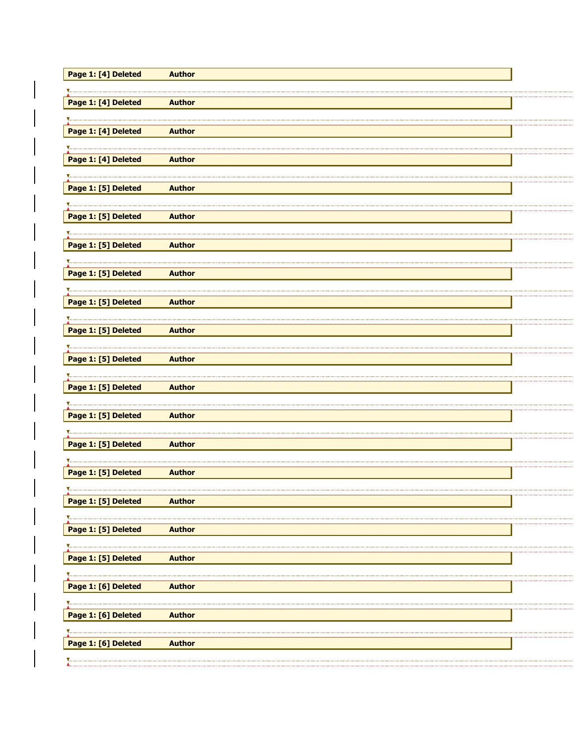**Page 1: [4] Deleted Author**

**Page 1: [4] Deleted Author**

**Page 1: [4] Deleted Author**

**Page 1: [4] Deleted Author**

**Page 1: [5] Deleted Author**

**Page 1: [5] Deleted Author**

**Page 1: [5] Deleted Author**

**Page 1: [5] Deleted Author**

**Page 1: [5] Deleted Author**

**Page 1: [5] Deleted Author**

**Page 1: [5] Deleted Author**

**Page 1: [5] Deleted Author**

**Page 1: [5] Deleted Author**

**Page 1: [5] Deleted Author**

**Page 1: [5] Deleted Author**

**Page 1: [5] Deleted Author**

**Page 1: [5] Deleted Author**

**Page 1: [5] Deleted Author**

**Page 1: [6] Deleted Author**

**Page 1: [6] Deleted Author**

**Page 1: [6] Deleted Author**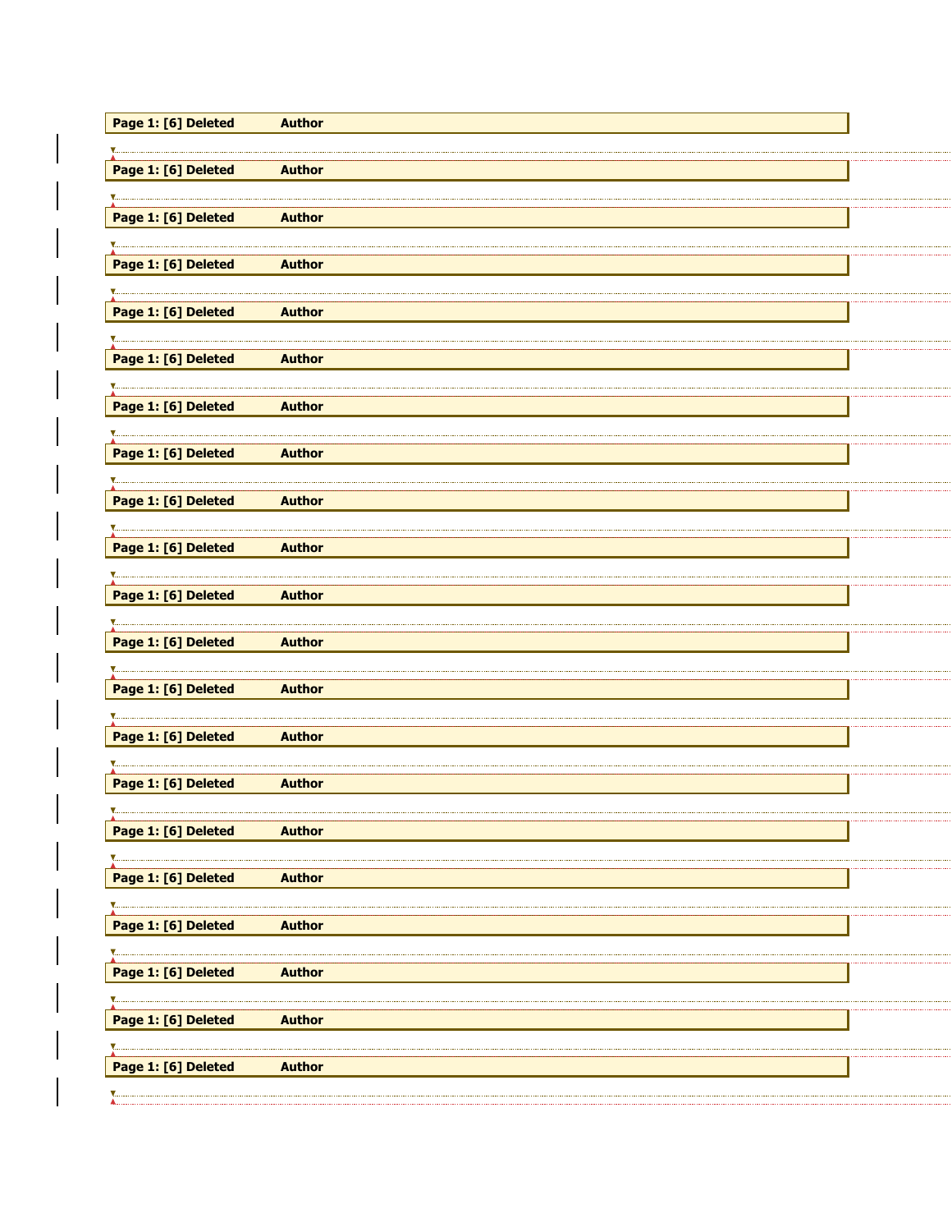Page 1: [6] Deleted Author

Page 1: [6] Deleted Author

Page 1: [6] Deleted Author

Page 1: [6] Deleted Author

Page 1: [6] Deleted Author

Page 1: [6] Deleted Author

Page 1: [6] Deleted Author

Page 1: [6] Deleted Author

Page 1: [6] Deleted Author

Page 1: [6] Deleted Author

Page 1: [6] Deleted Author

Page 1: [6] Deleted Author

Page 1: [6] Deleted Author

Page 1: [6] Deleted Author

Page 1: [6] Deleted Author

Page 1: [6] Deleted Author

Page 1: [6] Deleted Author

Page 1: [6] Deleted Author

Page 1: [6] Deleted Author

Page 1: [6] Deleted Author

Page 1: [6] Deleted Author

Page 1: [6] Deleted Author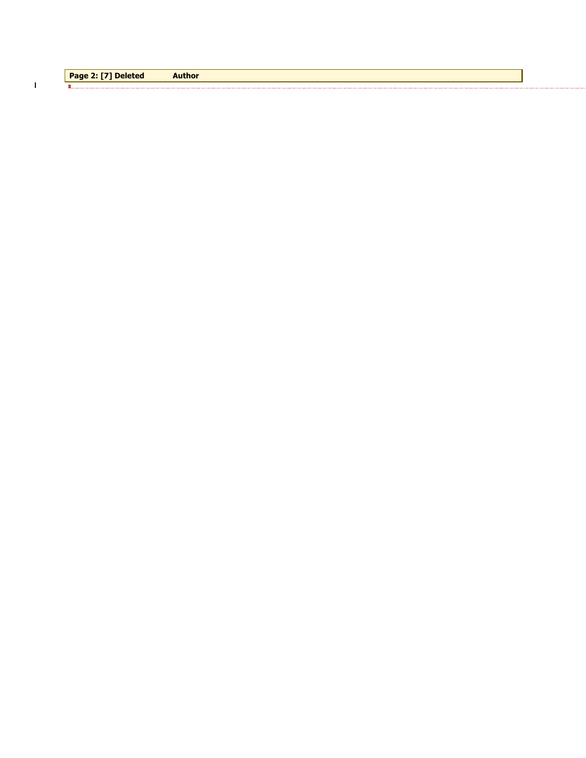**Page 2: [7] Deleted Author**